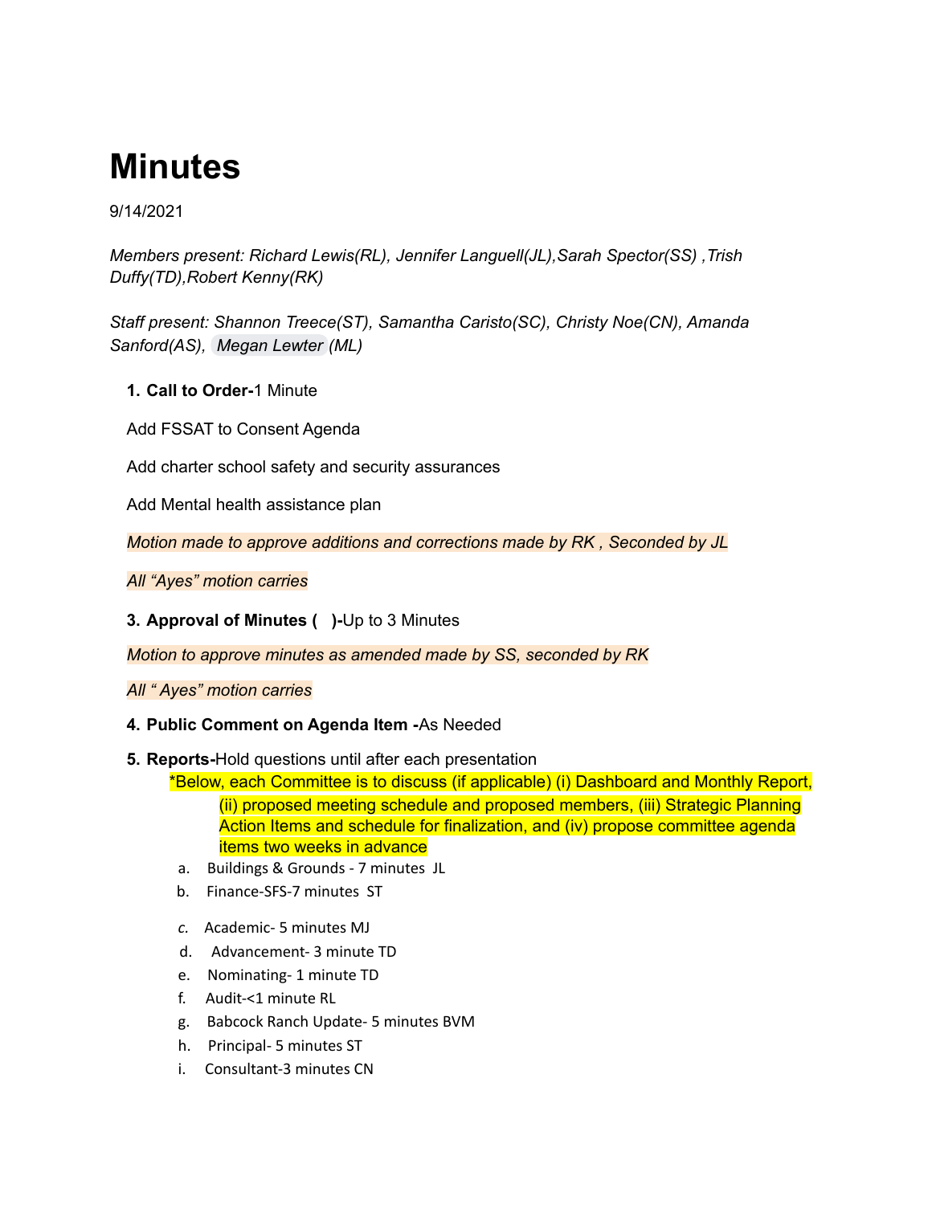# Minutes

9/14/2021

*Members present: Richard Lewis(RL), Jennifer Languell(JL),Sarah Spector(SS) ,Trish Duffy(TD),Robert Kenny(RK)*

*Staff present: Shannon Treece(ST), Samantha Caristo(SC), Christy Noe(CN), Amanda Sanford(AS), Megan Lewter (ML)*

1. **Call to Order-**1 Minute

Add FSSAT to Consent Agenda

Add charter school safety and security assurances

Add Mental health assistance plan

*Motion made to approve additions and corrections made by RK , Seconded by JL*

*All "Ayes" motion carries*

3. **Approval of Minutes (   )-**Up to 3 Minutes

*Motion to approve minutes as amended made by SS, seconded by RK*

*All " Ayes" motion carries*

4. **Public Comment on Agenda Item -**As Needed

5. **Reports-**Hold questions until after each presentation

   *Below, each Committee is to discuss (if applicable) (i) Dashboard and Monthly Report, (ii) proposed meeting schedule and proposed members, (iii) Strategic Planning Action Items and schedule for finalization, and (iv) propose committee agenda items two weeks in advance

   a. Buildings & Grounds - 7 minutes JL
   b. Finance-SFS-7 minutes ST
   c. Academic- 5 minutes MJ
   d. Advancement- 3 minute TD
   e. Nominating- 1 minute TD
   f. Audit-<1 minute RL
   g. Babcock Ranch Update- 5 minutes BVM
   h. Principal- 5 minutes ST
   i. Consultant-3 minutes CN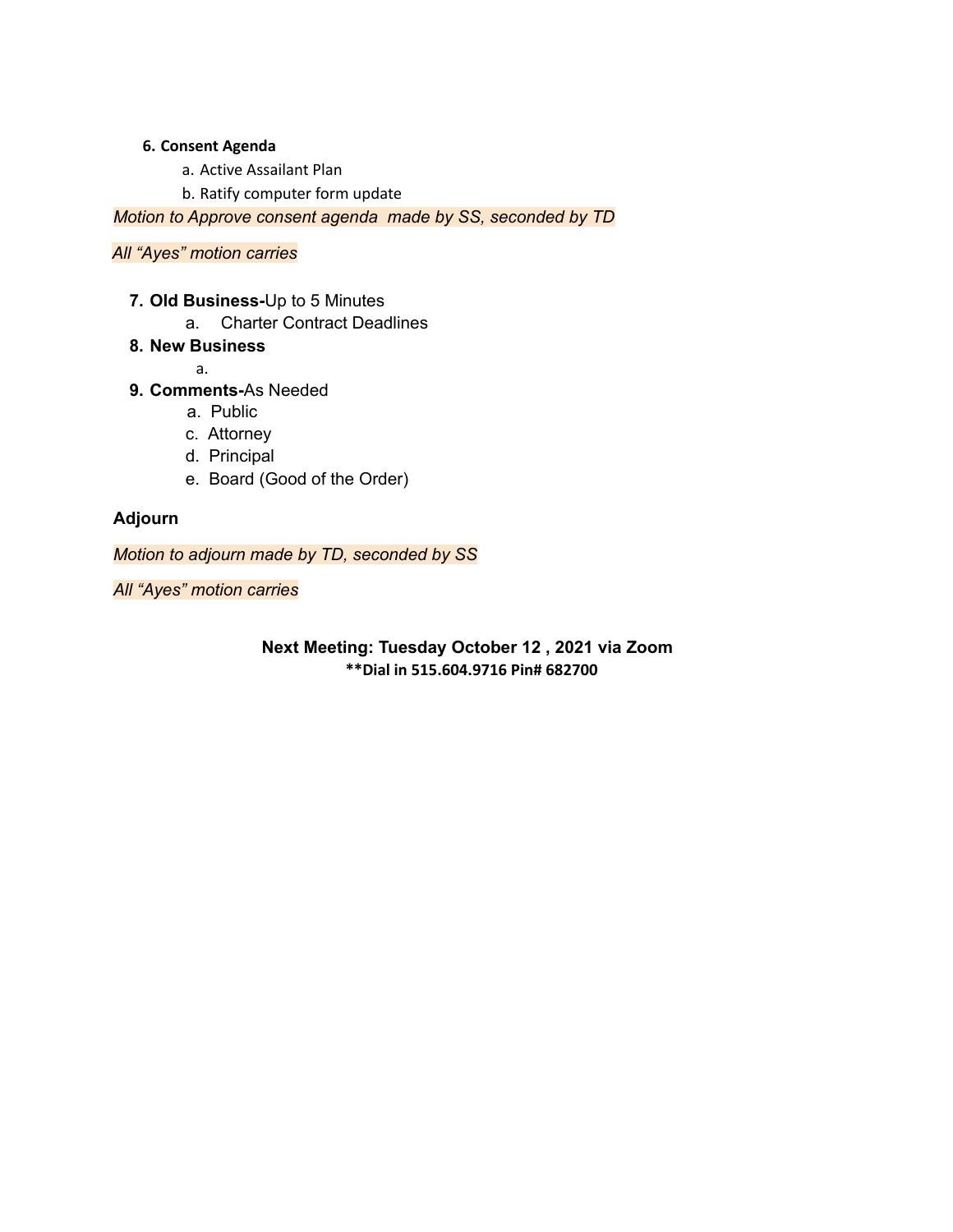6. **Consent Agenda**
    a. Active Assailant Plan
    b. Ratify computer form update

*Motion to Approve consent agenda made by SS, seconded by TD*

*All "Ayes" motion carries*

7. **Old Business-**Up to 5 Minutes
    a. Charter Contract Deadlines
8. **New Business**
    a.
9. **Comments-**As Needed
    a. Public
    c. Attorney
    d. Principal
    e. Board (Good of the Order)

**Adjourn**

*Motion to adjourn made by TD, seconded by SS*

*All "Ayes" motion carries*

**Next Meeting: Tuesday October 12 , 2021 via Zoom**

**\*\*Dial in 515.604.9716 Pin# 682700**